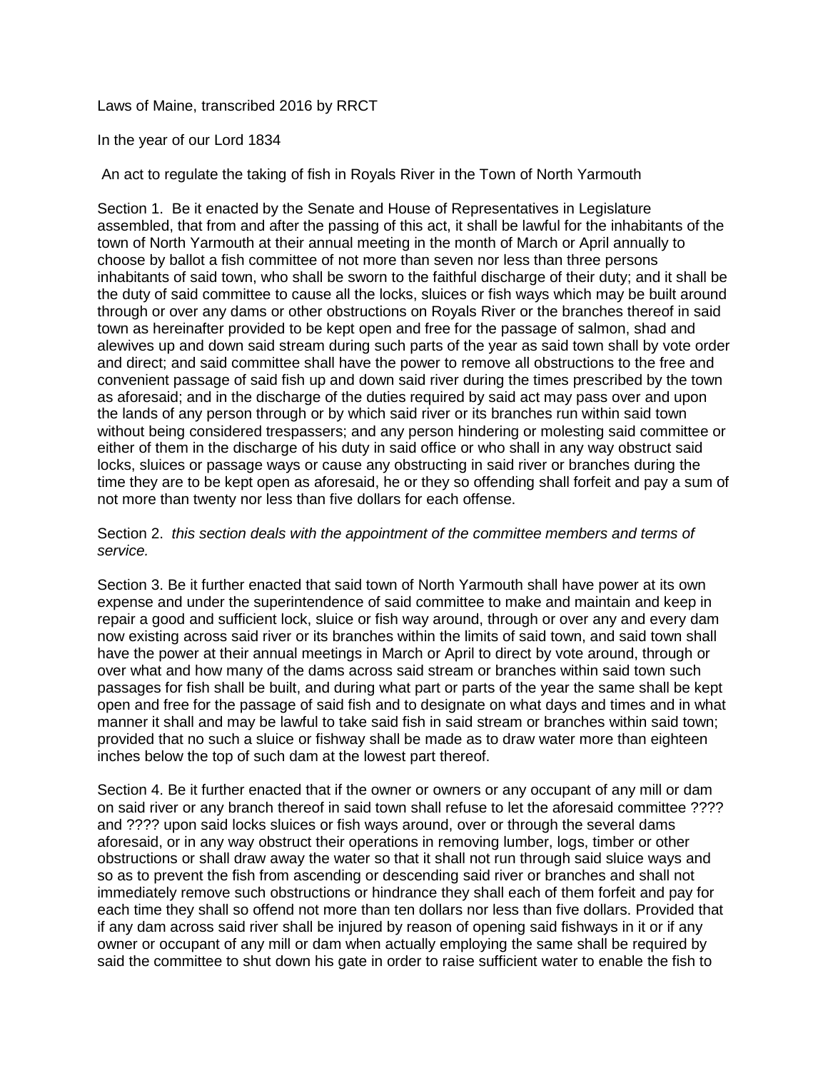Laws of Maine, transcribed 2016 by RRCT

In the year of our Lord 1834

An act to regulate the taking of fish in Royals River in the Town of North Yarmouth

Section 1. Be it enacted by the Senate and House of Representatives in Legislature assembled, that from and after the passing of this act, it shall be lawful for the inhabitants of the town of North Yarmouth at their annual meeting in the month of March or April annually to choose by ballot a fish committee of not more than seven nor less than three persons inhabitants of said town, who shall be sworn to the faithful discharge of their duty; and it shall be the duty of said committee to cause all the locks, sluices or fish ways which may be built around through or over any dams or other obstructions on Royals River or the branches thereof in said town as hereinafter provided to be kept open and free for the passage of salmon, shad and alewives up and down said stream during such parts of the year as said town shall by vote order and direct; and said committee shall have the power to remove all obstructions to the free and convenient passage of said fish up and down said river during the times prescribed by the town as aforesaid; and in the discharge of the duties required by said act may pass over and upon the lands of any person through or by which said river or its branches run within said town without being considered trespassers; and any person hindering or molesting said committee or either of them in the discharge of his duty in said office or who shall in any way obstruct said locks, sluices or passage ways or cause any obstructing in said river or branches during the time they are to be kept open as aforesaid, he or they so offending shall forfeit and pay a sum of not more than twenty nor less than five dollars for each offense.

Section 2. *this section deals with the appointment of the committee members and terms of service.*

Section 3. Be it further enacted that said town of North Yarmouth shall have power at its own expense and under the superintendence of said committee to make and maintain and keep in repair a good and sufficient lock, sluice or fish way around, through or over any and every dam now existing across said river or its branches within the limits of said town, and said town shall have the power at their annual meetings in March or April to direct by vote around, through or over what and how many of the dams across said stream or branches within said town such passages for fish shall be built, and during what part or parts of the year the same shall be kept open and free for the passage of said fish and to designate on what days and times and in what manner it shall and may be lawful to take said fish in said stream or branches within said town; provided that no such a sluice or fishway shall be made as to draw water more than eighteen inches below the top of such dam at the lowest part thereof.

Section 4. Be it further enacted that if the owner or owners or any occupant of any mill or dam on said river or any branch thereof in said town shall refuse to let the aforesaid committee ???? and ???? upon said locks sluices or fish ways around, over or through the several dams aforesaid, or in any way obstruct their operations in removing lumber, logs, timber or other obstructions or shall draw away the water so that it shall not run through said sluice ways and so as to prevent the fish from ascending or descending said river or branches and shall not immediately remove such obstructions or hindrance they shall each of them forfeit and pay for each time they shall so offend not more than ten dollars nor less than five dollars. Provided that if any dam across said river shall be injured by reason of opening said fishways in it or if any owner or occupant of any mill or dam when actually employing the same shall be required by said the committee to shut down his gate in order to raise sufficient water to enable the fish to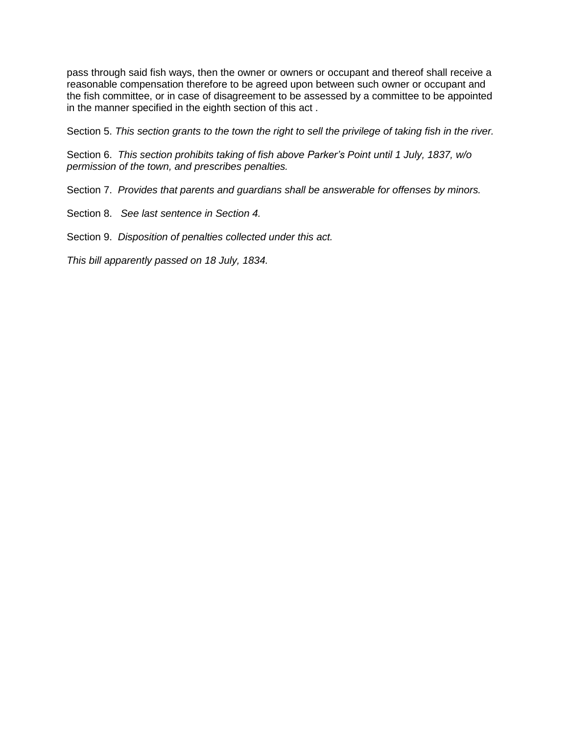pass through said fish ways, then the owner or owners or occupant and thereof shall receive a reasonable compensation therefore to be agreed upon between such owner or occupant and the fish committee, or in case of disagreement to be assessed by a committee to be appointed in the manner specified in the eighth section of this act .

Section 5. *This section grants to the town the right to sell the privilege of taking fish in the river.*

Section 6. *This section prohibits taking of fish above Parker's Point until 1 July, 1837, w/o permission of the town, and prescribes penalties.*

Section 7. *Provides that parents and guardians shall be answerable for offenses by minors.*

Section 8. *See last sentence in Section 4.*

Section 9. *Disposition of penalties collected under this act.*

*This bill apparently passed on 18 July, 1834.*